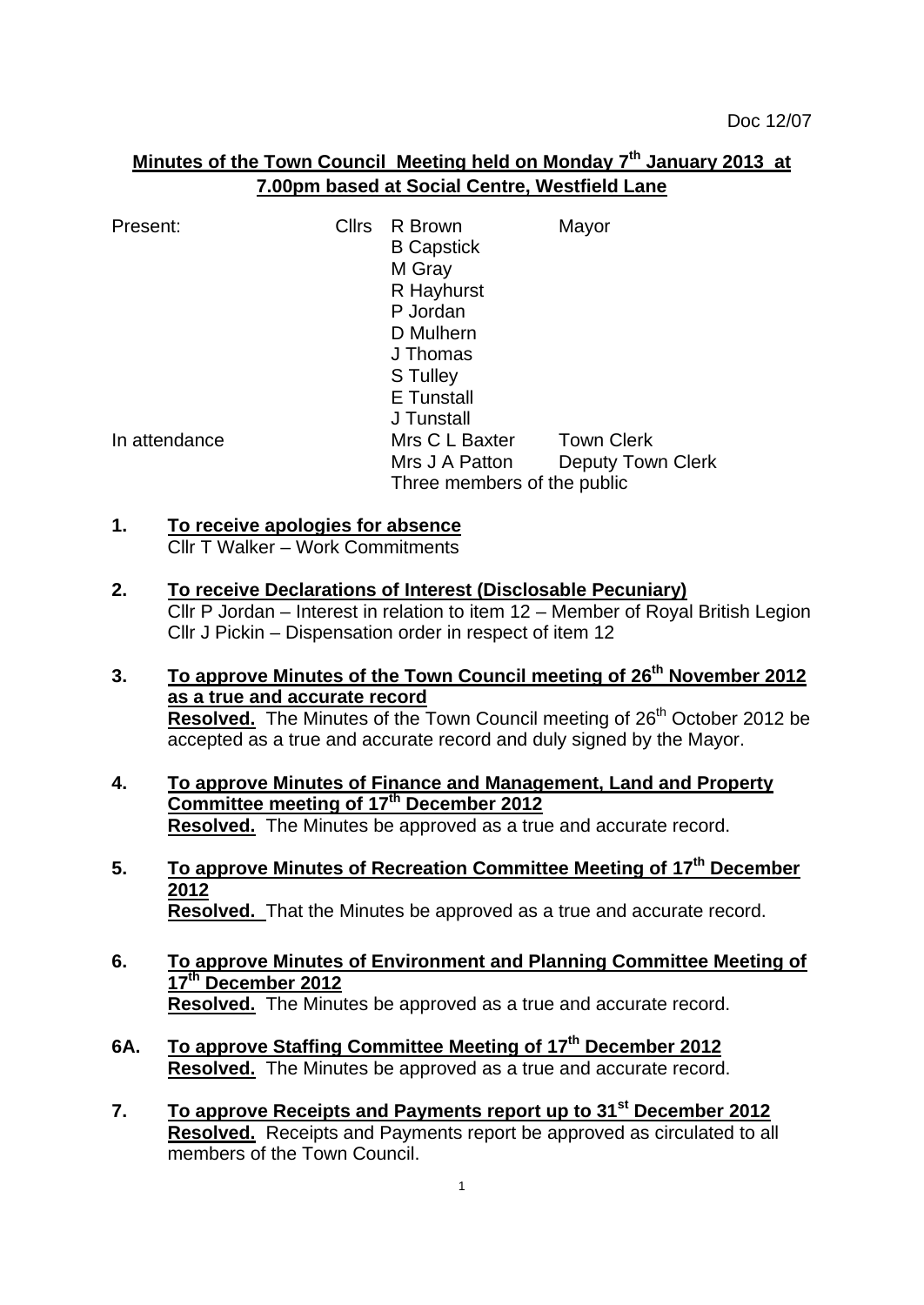Doc 12/07

**Minutes of the Town Council Meeting held on Monday 7th January 2013 at 7.00pm based at Social Centre, Westfield Lane**

| Present: | Cllrs | R Brown | Mayor |
|---|---|---|---|
| | | B Capstick | |
| | | M Gray | |
| | | R Hayhurst | |
| | | P Jordan | |
| | | D Mulhern | |
| | | J Thomas | |
| | | S Tulley | |
| | | E Tunstall | |
| | | J Tunstall | |
| In attendance | | Mrs C L Baxter | Town Clerk |
| | | Mrs J A Patton | Deputy Town Clerk |
| | | Three members of the public | |

1. **To receive apologies for absence**
   Cllr T Walker – Work Commitments

2. **To receive Declarations of Interest (Disclosable Pecuniary)**
   Cllr P Jordan – Interest in relation to item 12 – Member of Royal British Legion
   Cllr J Pickin – Dispensation order in respect of item 12

3. **To approve Minutes of the Town Council meeting of 26th November 2012 as a true and accurate record**
   **Resolved.** The Minutes of the Town Council meeting of 26th October 2012 be accepted as a true and accurate record and duly signed by the Mayor.

4. **To approve Minutes of Finance and Management, Land and Property Committee meeting of 17th December 2012**
   **Resolved.** The Minutes be approved as a true and accurate record.

5. **To approve Minutes of Recreation Committee Meeting of 17th December 2012**
   **Resolved.** That the Minutes be approved as a true and accurate record.

6. **To approve Minutes of Environment and Planning Committee Meeting of 17th December 2012**
   **Resolved.** The Minutes be approved as a true and accurate record.

6A. **To approve Staffing Committee Meeting of 17th December 2012**
   **Resolved.** The Minutes be approved as a true and accurate record.

7. **To approve Receipts and Payments report up to 31st December 2012**
   **Resolved.** Receipts and Payments report be approved as circulated to all members of the Town Council.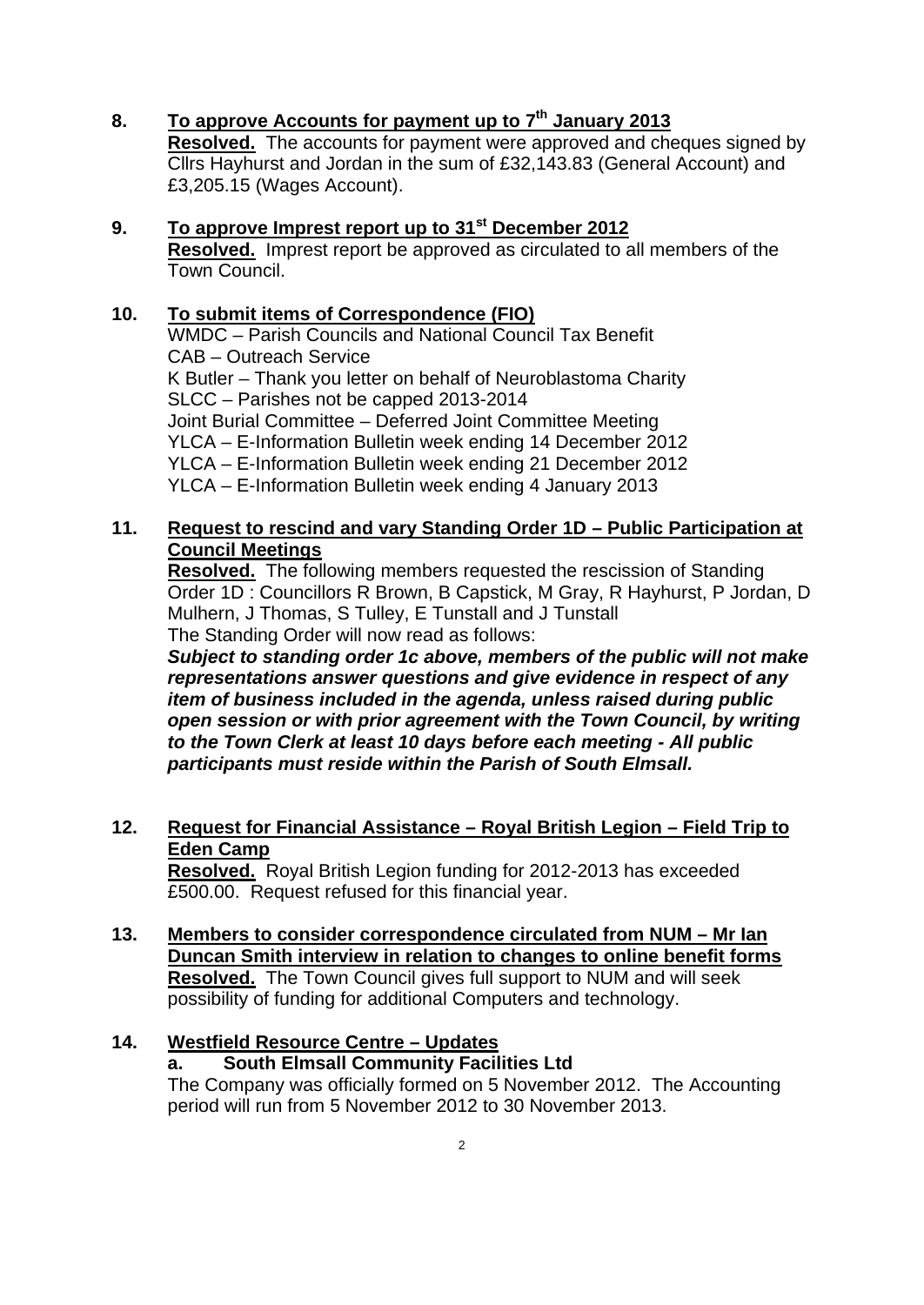**8. To approve Accounts for payment up to 7th January 2013**

**Resolved.** The accounts for payment were approved and cheques signed by Cllrs Hayhurst and Jordan in the sum of £32,143.83 (General Account) and £3,205.15 (Wages Account).

**9. To approve Imprest report up to 31st December 2012**

**Resolved.** Imprest report be approved as circulated to all members of the Town Council.

**10. To submit items of Correspondence (FIO)**

WMDC – Parish Councils and National Council Tax Benefit
CAB – Outreach Service
K Butler – Thank you letter on behalf of Neuroblastoma Charity
SLCC – Parishes not be capped 2013-2014
Joint Burial Committee – Deferred Joint Committee Meeting
YLCA – E-Information Bulletin week ending 14 December 2012
YLCA – E-Information Bulletin week ending 21 December 2012
YLCA – E-Information Bulletin week ending 4 January 2013

**11. Request to rescind and vary Standing Order 1D – Public Participation at Council Meetings**

**Resolved.** The following members requested the rescission of Standing Order 1D : Councillors R Brown, B Capstick, M Gray, R Hayhurst, P Jordan, D Mulhern, J Thomas, S Tulley, E Tunstall and J Tunstall
The Standing Order will now read as follows:

***Subject to standing order 1c above, members of the public will not make representations answer questions and give evidence in respect of any item of business included in the agenda, unless raised during public open session or with prior agreement with the Town Council, by writing to the Town Clerk at least 10 days before each meeting - All public participants must reside within the Parish of South Elmsall.***

**12. Request for Financial Assistance – Royal British Legion – Field Trip to Eden Camp**

**Resolved.** Royal British Legion funding for 2012-2013 has exceeded £500.00. Request refused for this financial year.

**13. Members to consider correspondence circulated from NUM – Mr Ian Duncan Smith interview in relation to changes to online benefit forms**

**Resolved.** The Town Council gives full support to NUM and will seek possibility of funding for additional Computers and technology.

**14. Westfield Resource Centre – Updates**

**a. South Elmsall Community Facilities Ltd**

The Company was officially formed on 5 November 2012. The Accounting period will run from 5 November 2012 to 30 November 2013.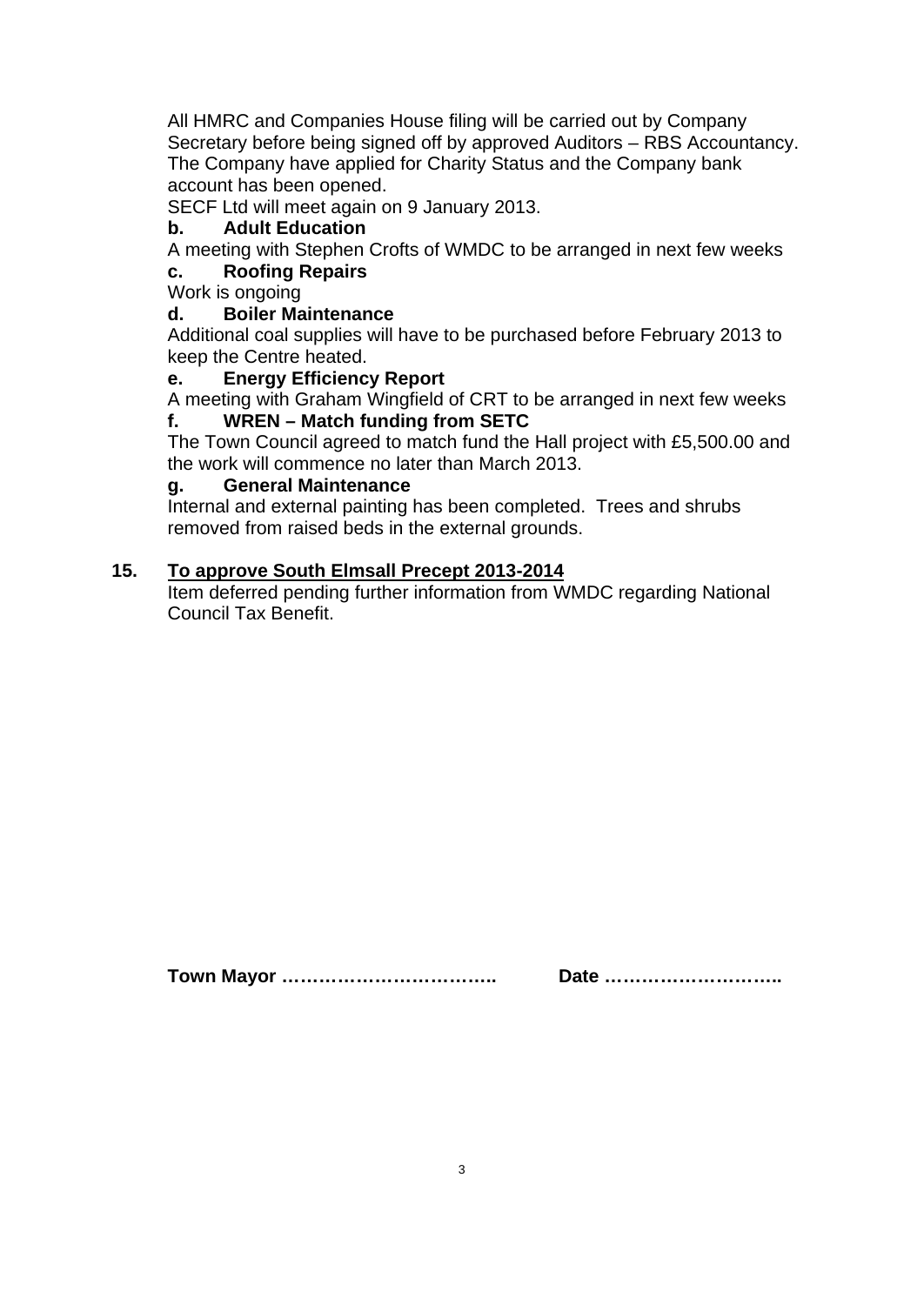All HMRC and Companies House filing will be carried out by Company Secretary before being signed off by approved Auditors – RBS Accountancy. The Company have applied for Charity Status and the Company bank account has been opened.

SECF Ltd will meet again on 9 January 2013.

**b. Adult Education**

A meeting with Stephen Crofts of WMDC to be arranged in next few weeks

**c. Roofing Repairs**

Work is ongoing

**d. Boiler Maintenance**

Additional coal supplies will have to be purchased before February 2013 to keep the Centre heated.

**e. Energy Efficiency Report**

A meeting with Graham Wingfield of CRT to be arranged in next few weeks

**f. WREN – Match funding from SETC**

The Town Council agreed to match fund the Hall project with £5,500.00 and the work will commence no later than March 2013.

**g. General Maintenance**

Internal and external painting has been completed. Trees and shrubs removed from raised beds in the external grounds.

**15. To approve South Elmsall Precept 2013-2014**

Item deferred pending further information from WMDC regarding National Council Tax Benefit.

**Town Mayor …………………………….　　　Date ………………………..**